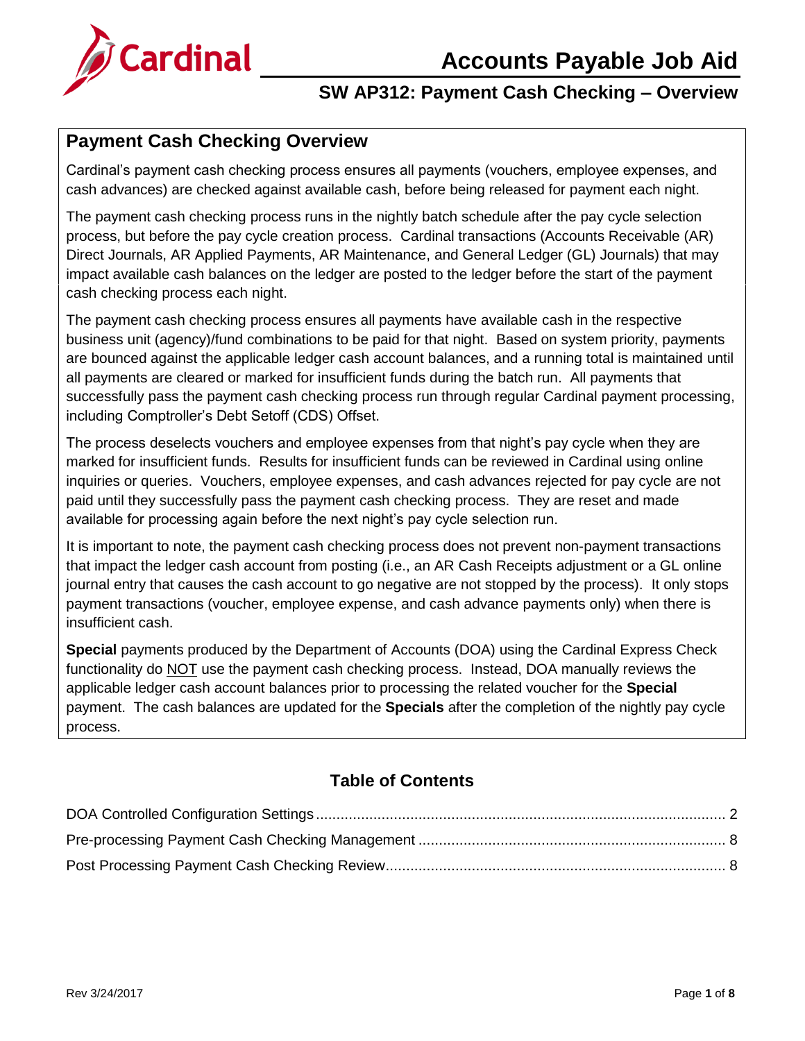# Accounts Payable Job Aid

## SW AP312: Payment Cash Checking – Overview

### Payment Cash Checking Overview

Cardinal's payment cash checking process ensures all payments (vouchers, employee expenses, and cash advances) are checked against available cash, before being released for payment each night.

The payment cash checking process runs in the nightly batch schedule after the pay cycle selection process, but before the pay cycle creation process. Cardinal transactions (Accounts Receivable (AR) Direct Journals, AR Applied Payments, AR Maintenance, and General Ledger (GL) Journals) that may impact available cash balances on the ledger are posted to the ledger before the start of the payment cash checking process each night.

The payment cash checking process ensures all payments have available cash in the respective business unit (agency)/fund combinations to be paid for that night. Based on system priority, payments are bounced against the applicable ledger cash account balances, and a running total is maintained until all payments are cleared or marked for insufficient funds during the batch run. All payments that successfully pass the payment cash checking process run through regular Cardinal payment processing, including Comptroller's Debt Setoff (CDS) Offset.

The process deselects vouchers and employee expenses from that night's pay cycle when they are marked for insufficient funds. Results for insufficient funds can be reviewed in Cardinal using online inquiries or queries. Vouchers, employee expenses, and cash advances rejected for pay cycle are not paid until they successfully pass the payment cash checking process. They are reset and made available for processing again before the next night's pay cycle selection run.

It is important to note, the payment cash checking process does not prevent non-payment transactions that impact the ledger cash account from posting (i.e., an AR Cash Receipts adjustment or a GL online journal entry that causes the cash account to go negative are not stopped by the process). It only stops payment transactions (voucher, employee expense, and cash advance payments only) when there is insufficient cash.

**Special** payments produced by the Department of Accounts (DOA) using the Cardinal Express Check functionality do NOT use the payment cash checking process. Instead, DOA manually reviews the applicable ledger cash account balances prior to processing the related voucher for the **Special** payment. The cash balances are updated for the **Specials** after the completion of the nightly pay cycle process.

### Table of Contents

DOA Controlled Configuration Settings .......... 2
Pre-processing Payment Cash Checking Management .......... 8
Post Processing Payment Cash Checking Review .......... 8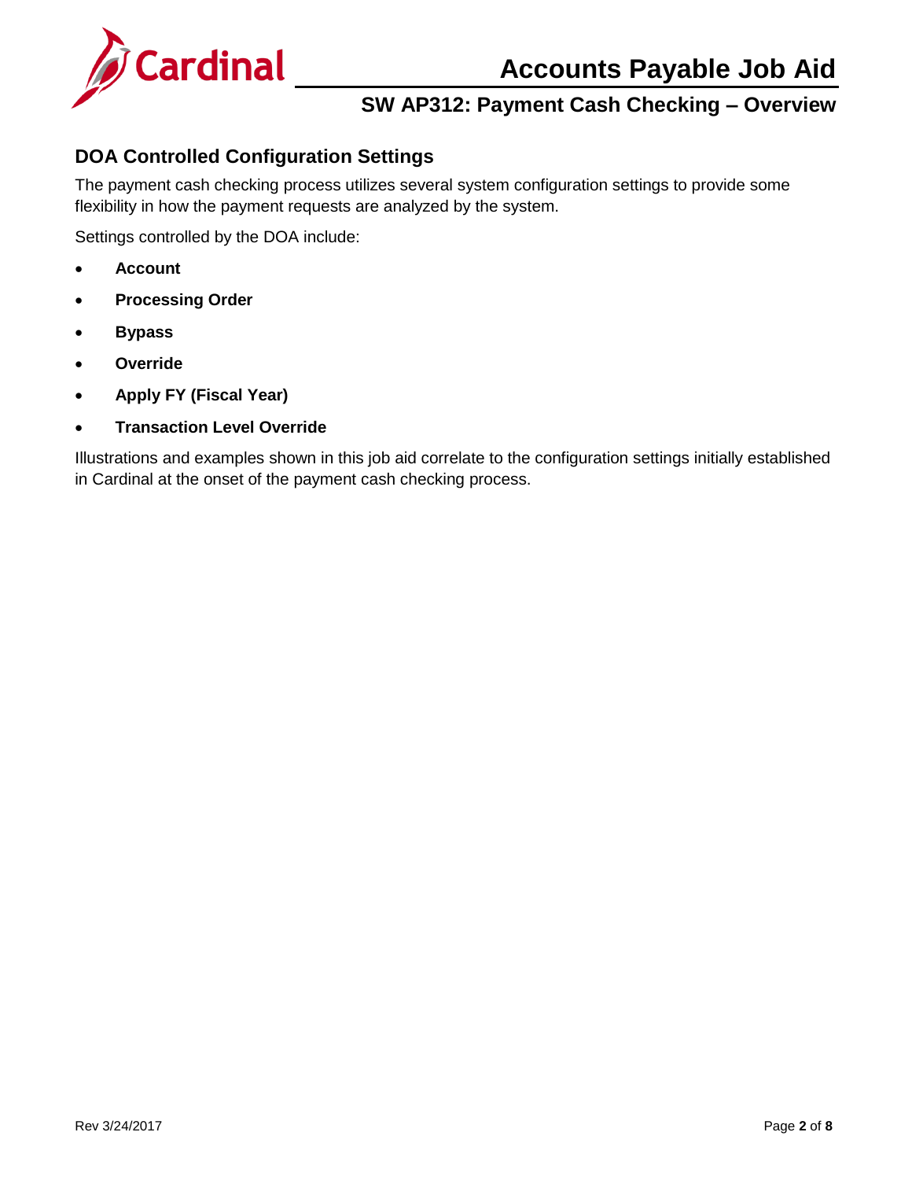## DOA Controlled Configuration Settings

The payment cash checking process utilizes several system configuration settings to provide some flexibility in how the payment requests are analyzed by the system.

Settings controlled by the DOA include:

- **Account**
- **Processing Order**
- **Bypass**
- **Override**
- **Apply FY (Fiscal Year)**
- **Transaction Level Override**

Illustrations and examples shown in this job aid correlate to the configuration settings initially established in Cardinal at the onset of the payment cash checking process.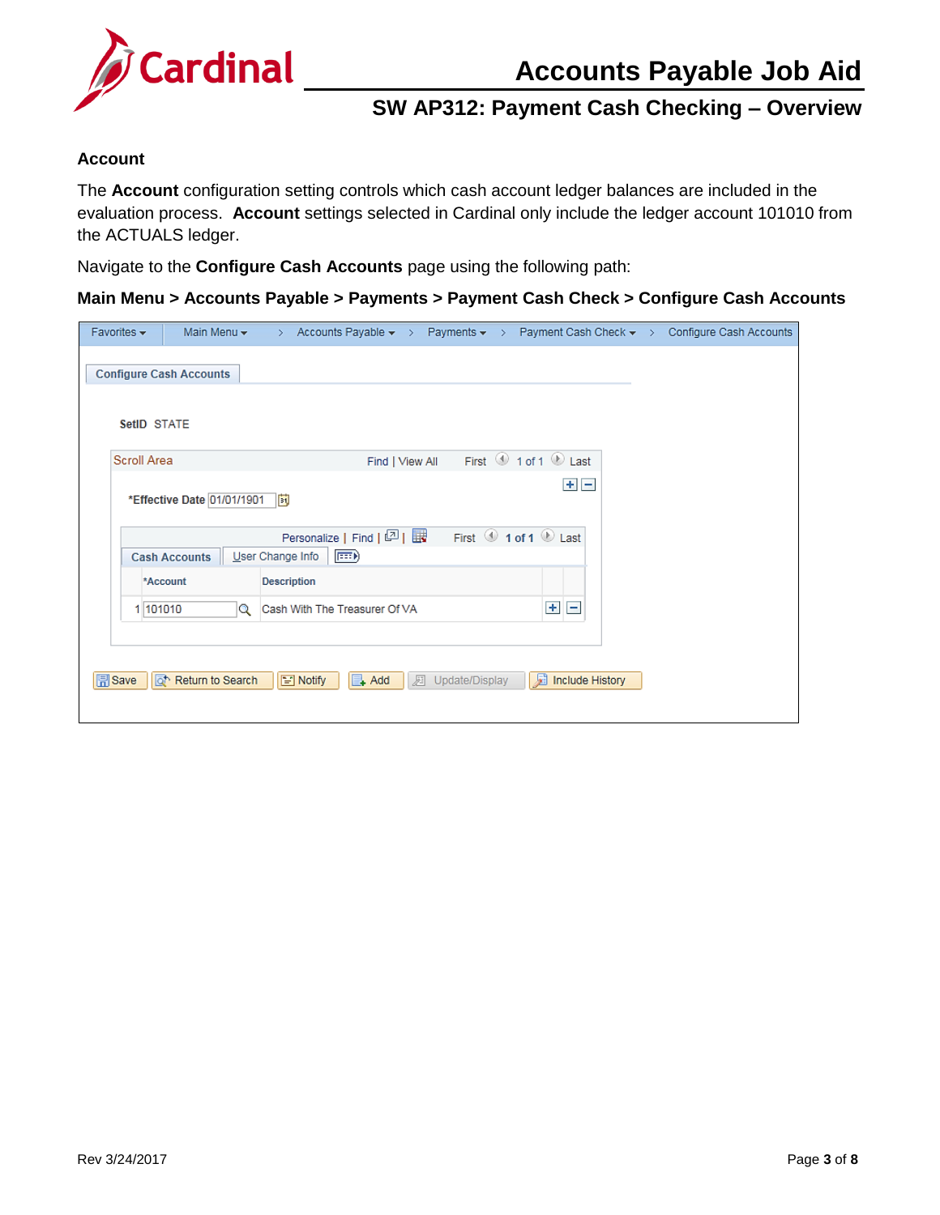### Account

The **Account** configuration setting controls which cash account ledger balances are included in the evaluation process. **Account** settings selected in Cardinal only include the ledger account 101010 from the ACTUALS ledger.

Navigate to the **Configure Cash Accounts** page using the following path:

**Main Menu > Accounts Payable > Payments > Payment Cash Check > Configure Cash Accounts**

Favorites ▾ | Main Menu ▾ > Accounts Payable ▾ > Payments ▾ > Payment Cash Check ▾ > Configure Cash Accounts

**Configure Cash Accounts**

SetID STATE

Scroll Area — Find | View All — First 1 of 1 Last

*Effective Date 01/01/1901

Personalize | Find | — First 1 of 1 Last

Cash Accounts | User Change Info

| | *Account | Description |
|---|---|---|
| 1 | 101010 | Cash With The Treasurer Of VA |

Save | Return to Search | Notify | Add | Update/Display | Include History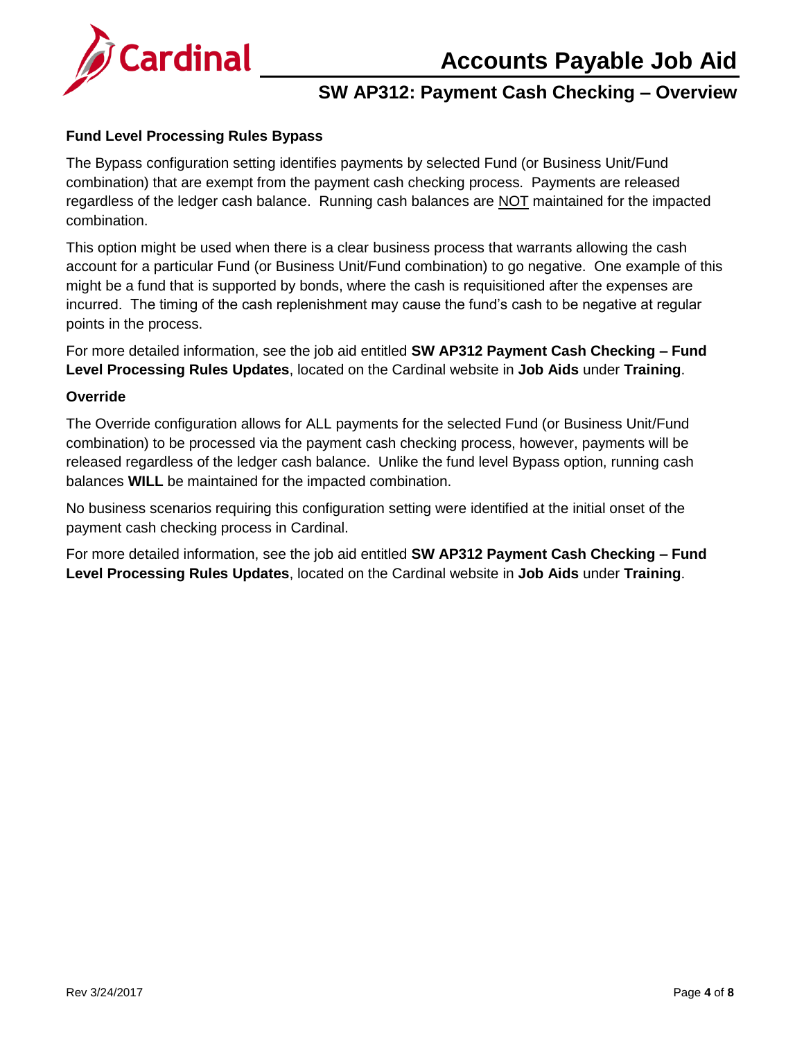### Fund Level Processing Rules Bypass

The Bypass configuration setting identifies payments by selected Fund (or Business Unit/Fund combination) that are exempt from the payment cash checking process. Payments are released regardless of the ledger cash balance. Running cash balances are <u>NOT</u> maintained for the impacted combination.

This option might be used when there is a clear business process that warrants allowing the cash account for a particular Fund (or Business Unit/Fund combination) to go negative. One example of this might be a fund that is supported by bonds, where the cash is requisitioned after the expenses are incurred. The timing of the cash replenishment may cause the fund's cash to be negative at regular points in the process.

For more detailed information, see the job aid entitled **SW AP312 Payment Cash Checking – Fund Level Processing Rules Updates**, located on the Cardinal website in **Job Aids** under **Training**.

### Override

The Override configuration allows for ALL payments for the selected Fund (or Business Unit/Fund combination) to be processed via the payment cash checking process, however, payments will be released regardless of the ledger cash balance. Unlike the fund level Bypass option, running cash balances **WILL** be maintained for the impacted combination.

No business scenarios requiring this configuration setting were identified at the initial onset of the payment cash checking process in Cardinal.

For more detailed information, see the job aid entitled **SW AP312 Payment Cash Checking – Fund Level Processing Rules Updates**, located on the Cardinal website in **Job Aids** under **Training**.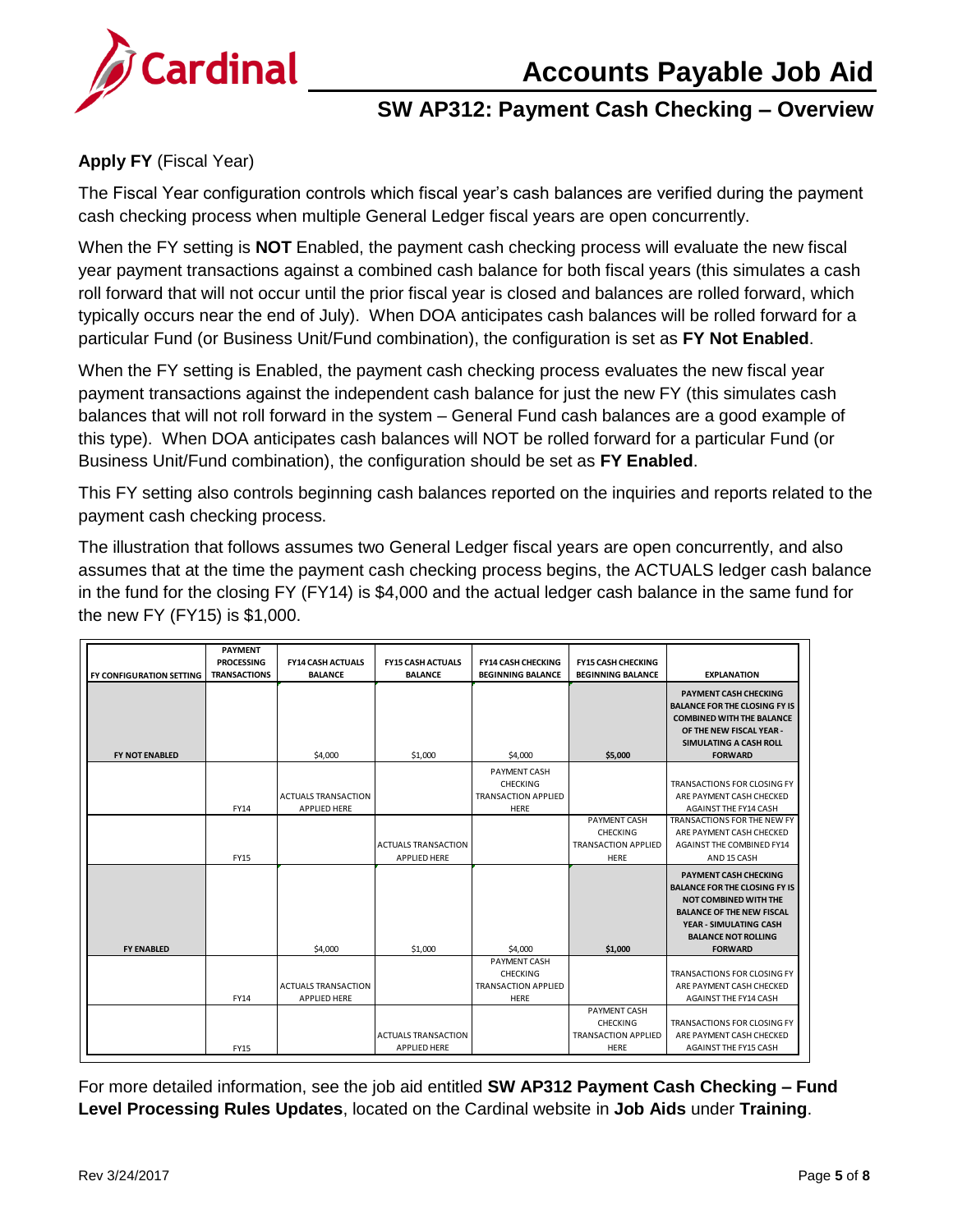**Apply FY** (Fiscal Year)

The Fiscal Year configuration controls which fiscal year's cash balances are verified during the payment cash checking process when multiple General Ledger fiscal years are open concurrently.

When the FY setting is **NOT** Enabled, the payment cash checking process will evaluate the new fiscal year payment transactions against a combined cash balance for both fiscal years (this simulates a cash roll forward that will not occur until the prior fiscal year is closed and balances are rolled forward, which typically occurs near the end of July). When DOA anticipates cash balances will be rolled forward for a particular Fund (or Business Unit/Fund combination), the configuration is set as **FY Not Enabled**.

When the FY setting is Enabled, the payment cash checking process evaluates the new fiscal year payment transactions against the independent cash balance for just the new FY (this simulates cash balances that will not roll forward in the system – General Fund cash balances are a good example of this type). When DOA anticipates cash balances will NOT be rolled forward for a particular Fund (or Business Unit/Fund combination), the configuration should be set as **FY Enabled**.

This FY setting also controls beginning cash balances reported on the inquiries and reports related to the payment cash checking process.

The illustration that follows assumes two General Ledger fiscal years are open concurrently, and also assumes that at the time the payment cash checking process begins, the ACTUALS ledger cash balance in the fund for the closing FY (FY14) is $4,000 and the actual ledger cash balance in the same fund for the new FY (FY15) is $1,000.

| FY CONFIGURATION SETTING | PAYMENT PROCESSING TRANSACTIONS | FY14 CASH ACTUALS BALANCE | FY15 CASH ACTUALS BALANCE | FY14 CASH CHECKING BEGINNING BALANCE | FY15 CASH CHECKING BEGINNING BALANCE | EXPLANATION |
|---|---|---|---|---|---|---|
| **FY NOT ENABLED** | | $4,000 | $1,000 | $4,000 | **$5,000** | **PAYMENT CASH CHECKING BALANCE FOR THE CLOSING FY IS COMBINED WITH THE BALANCE OF THE NEW FISCAL YEAR - SIMULATING A CASH ROLL FORWARD** |
| | FY14 | ACTUALS TRANSACTION APPLIED HERE | | PAYMENT CASH CHECKING TRANSACTION APPLIED HERE | | TRANSACTIONS FOR CLOSING FY ARE PAYMENT CASH CHECKED AGAINST THE FY14 CASH |
| | FY15 | | ACTUALS TRANSACTION APPLIED HERE | | PAYMENT CASH CHECKING TRANSACTION APPLIED HERE | TRANSACTIONS FOR THE NEW FY ARE PAYMENT CASH CHECKED AGAINST THE COMBINED FY14 AND 15 CASH |
| **FY ENABLED** | | $4,000 | $1,000 | $4,000 | **$1,000** | **PAYMENT CASH CHECKING BALANCE FOR THE CLOSING FY IS NOT COMBINED WITH THE BALANCE OF THE NEW FISCAL YEAR - SIMULATING CASH BALANCE NOT ROLLING FORWARD** |
| | FY14 | ACTUALS TRANSACTION APPLIED HERE | | PAYMENT CASH CHECKING TRANSACTION APPLIED HERE | | TRANSACTIONS FOR CLOSING FY ARE PAYMENT CASH CHECKED AGAINST THE FY14 CASH |
| | FY15 | | ACTUALS TRANSACTION APPLIED HERE | | PAYMENT CASH CHECKING TRANSACTION APPLIED HERE | TRANSACTIONS FOR CLOSING FY ARE PAYMENT CASH CHECKED AGAINST THE FY15 CASH |

For more detailed information, see the job aid entitled **SW AP312 Payment Cash Checking – Fund Level Processing Rules Updates**, located on the Cardinal website in **Job Aids** under **Training**.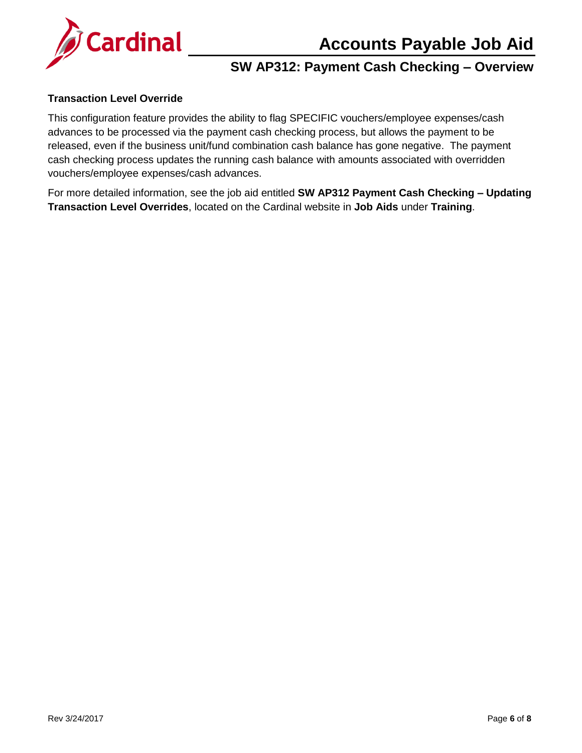**Transaction Level Override**

This configuration feature provides the ability to flag SPECIFIC vouchers/employee expenses/cash advances to be processed via the payment cash checking process, but allows the payment to be released, even if the business unit/fund combination cash balance has gone negative. The payment cash checking process updates the running cash balance with amounts associated with overridden vouchers/employee expenses/cash advances.

For more detailed information, see the job aid entitled **SW AP312 Payment Cash Checking – Updating Transaction Level Overrides**, located on the Cardinal website in **Job Aids** under **Training**.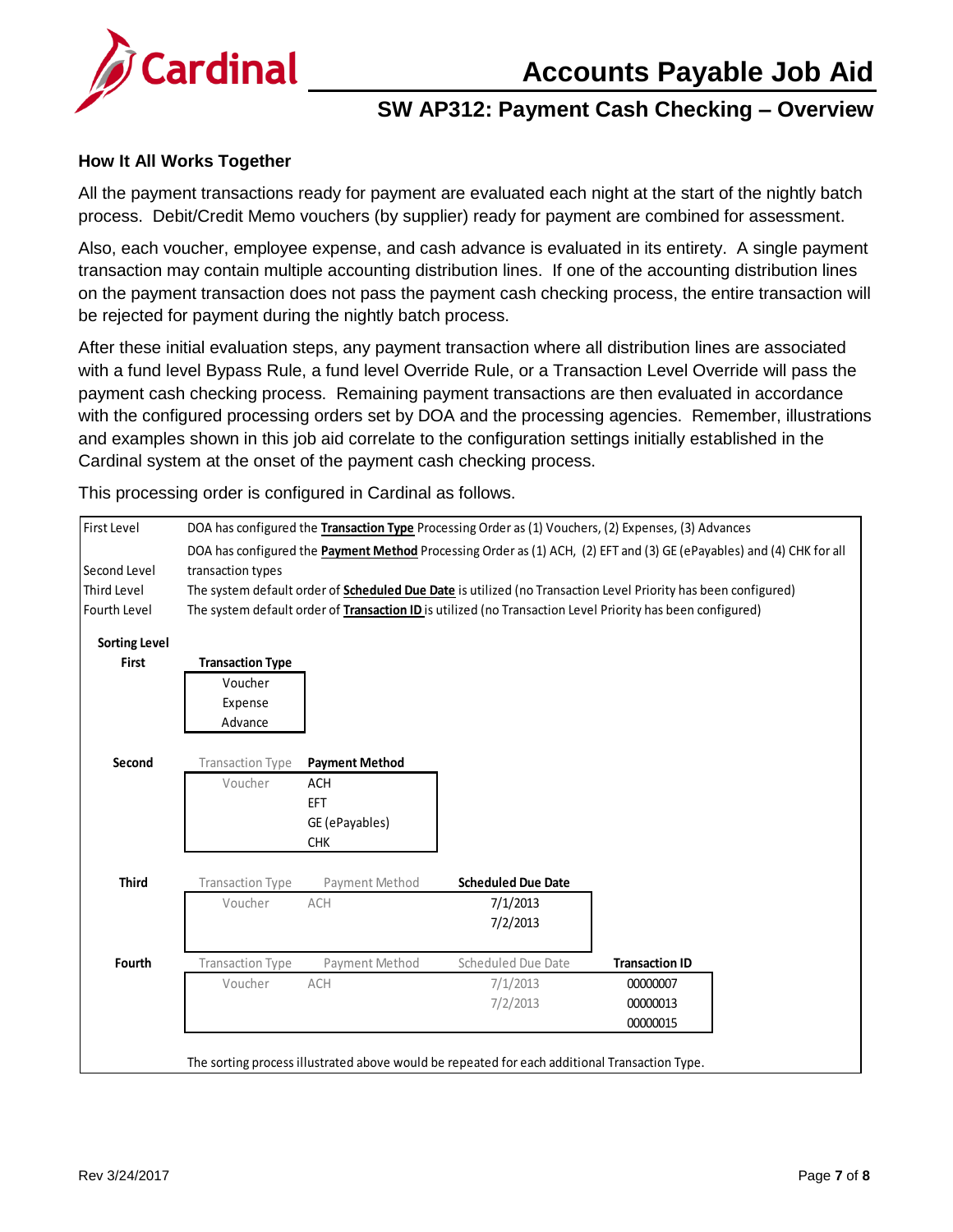### How It All Works Together

All the payment transactions ready for payment are evaluated each night at the start of the nightly batch process. Debit/Credit Memo vouchers (by supplier) ready for payment are combined for assessment.

Also, each voucher, employee expense, and cash advance is evaluated in its entirety. A single payment transaction may contain multiple accounting distribution lines. If one of the accounting distribution lines on the payment transaction does not pass the payment cash checking process, the entire transaction will be rejected for payment during the nightly batch process.

After these initial evaluation steps, any payment transaction where all distribution lines are associated with a fund level Bypass Rule, a fund level Override Rule, or a Transaction Level Override will pass the payment cash checking process. Remaining payment transactions are then evaluated in accordance with the configured processing orders set by DOA and the processing agencies. Remember, illustrations and examples shown in this job aid correlate to the configuration settings initially established in the Cardinal system at the onset of the payment cash checking process.

This processing order is configured in Cardinal as follows.

| | |
|---|---|
| First Level | DOA has configured the **Transaction Type** Processing Order as (1) Vouchers, (2) Expenses, (3) Advances |
| Second Level | DOA has configured the **Payment Method** Processing Order as (1) ACH, (2) EFT and (3) GE (ePayables) and (4) CHK for all transaction types |
| Third Level | The system default order of **Scheduled Due Date** is utilized (no Transaction Level Priority has been configured) |
| Fourth Level | The system default order of **Transaction ID** is utilized (no Transaction Level Priority has been configured) |

| Sorting Level | Transaction Type | Payment Method | Scheduled Due Date | Transaction ID |
|---|---|---|---|---|
| **First** | **Transaction Type** | | | |
| | Voucher | | | |
| | Expense | | | |
| | Advance | | | |
| **Second** | Transaction Type | **Payment Method** | | |
| | Voucher | ACH | | |
| | | EFT | | |
| | | GE (ePayables) | | |
| | | CHK | | |
| **Third** | Transaction Type | Payment Method | **Scheduled Due Date** | |
| | Voucher | ACH | 7/1/2013 | |
| | | | 7/2/2013 | |
| **Fourth** | Transaction Type | Payment Method | Scheduled Due Date | **Transaction ID** |
| | Voucher | ACH | 7/1/2013 | 00000007 |
| | | | 7/2/2013 | 00000013 |
| | | | | 00000015 |

The sorting process illustrated above would be repeated for each additional Transaction Type.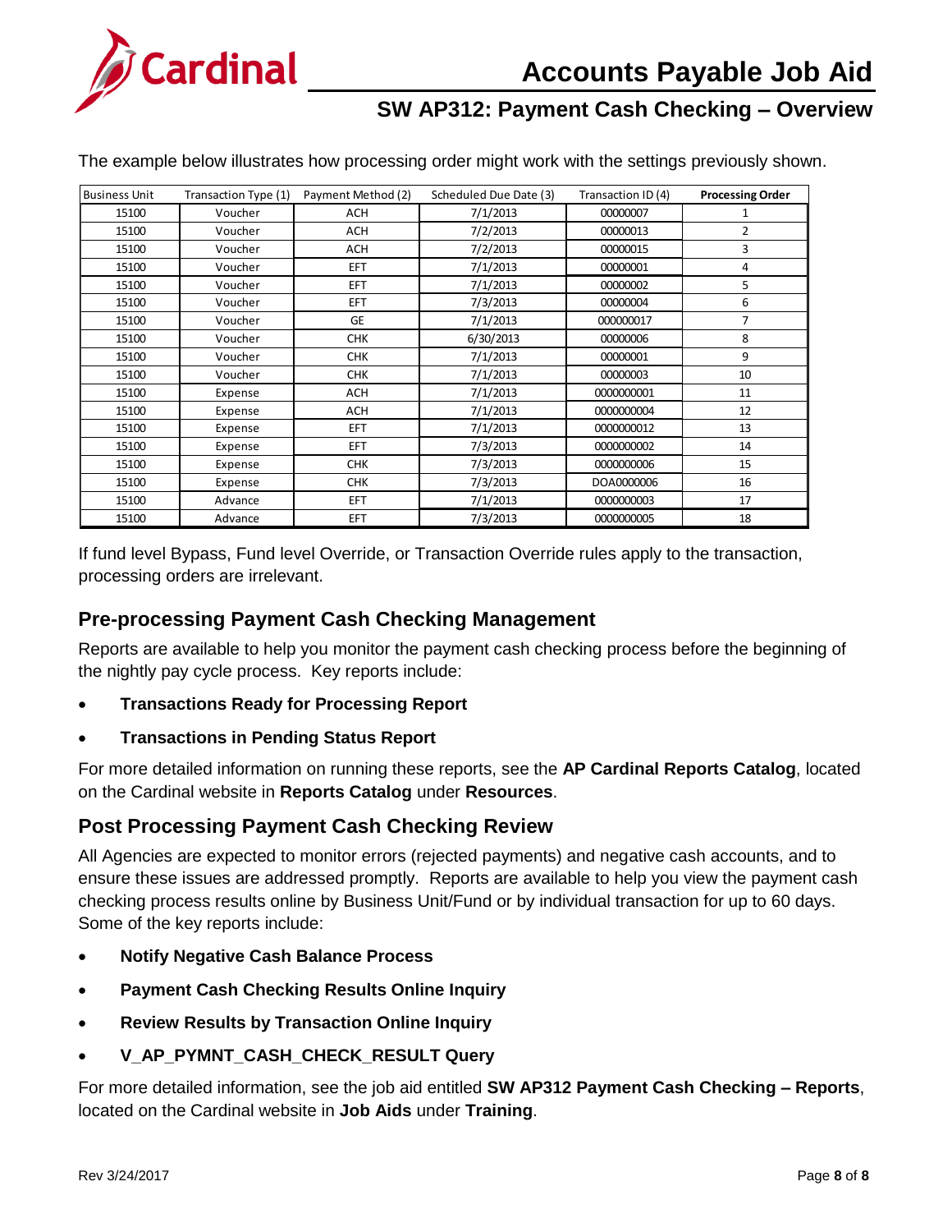The example below illustrates how processing order might work with the settings previously shown.

| Business Unit | Transaction Type (1) | Payment Method (2) | Scheduled Due Date (3) | Transaction ID (4) | Processing Order |
|---|---|---|---|---|---|
| 15100 | Voucher | ACH | 7/1/2013 | 00000007 | 1 |
| 15100 | Voucher | ACH | 7/2/2013 | 00000013 | 2 |
| 15100 | Voucher | ACH | 7/2/2013 | 00000015 | 3 |
| 15100 | Voucher | EFT | 7/1/2013 | 00000001 | 4 |
| 15100 | Voucher | EFT | 7/1/2013 | 00000002 | 5 |
| 15100 | Voucher | EFT | 7/3/2013 | 00000004 | 6 |
| 15100 | Voucher | GE | 7/1/2013 | 000000017 | 7 |
| 15100 | Voucher | CHK | 6/30/2013 | 00000006 | 8 |
| 15100 | Voucher | CHK | 7/1/2013 | 00000001 | 9 |
| 15100 | Voucher | CHK | 7/1/2013 | 00000003 | 10 |
| 15100 | Expense | ACH | 7/1/2013 | 0000000001 | 11 |
| 15100 | Expense | ACH | 7/1/2013 | 0000000004 | 12 |
| 15100 | Expense | EFT | 7/1/2013 | 0000000012 | 13 |
| 15100 | Expense | EFT | 7/3/2013 | 0000000002 | 14 |
| 15100 | Expense | CHK | 7/3/2013 | 0000000006 | 15 |
| 15100 | Expense | CHK | 7/3/2013 | DOA0000006 | 16 |
| 15100 | Advance | EFT | 7/1/2013 | 0000000003 | 17 |
| 15100 | Advance | EFT | 7/3/2013 | 0000000005 | 18 |

If fund level Bypass, Fund level Override, or Transaction Override rules apply to the transaction, processing orders are irrelevant.

## Pre-processing Payment Cash Checking Management

Reports are available to help you monitor the payment cash checking process before the beginning of the nightly pay cycle process. Key reports include:

- **Transactions Ready for Processing Report**
- **Transactions in Pending Status Report**

For more detailed information on running these reports, see the **AP Cardinal Reports Catalog**, located on the Cardinal website in **Reports Catalog** under **Resources**.

## Post Processing Payment Cash Checking Review

All Agencies are expected to monitor errors (rejected payments) and negative cash accounts, and to ensure these issues are addressed promptly. Reports are available to help you view the payment cash checking process results online by Business Unit/Fund or by individual transaction for up to 60 days. Some of the key reports include:

- **Notify Negative Cash Balance Process**
- **Payment Cash Checking Results Online Inquiry**
- **Review Results by Transaction Online Inquiry**
- **V_AP_PYMNT_CASH_CHECK_RESULT Query**

For more detailed information, see the job aid entitled **SW AP312 Payment Cash Checking – Reports**, located on the Cardinal website in **Job Aids** under **Training**.